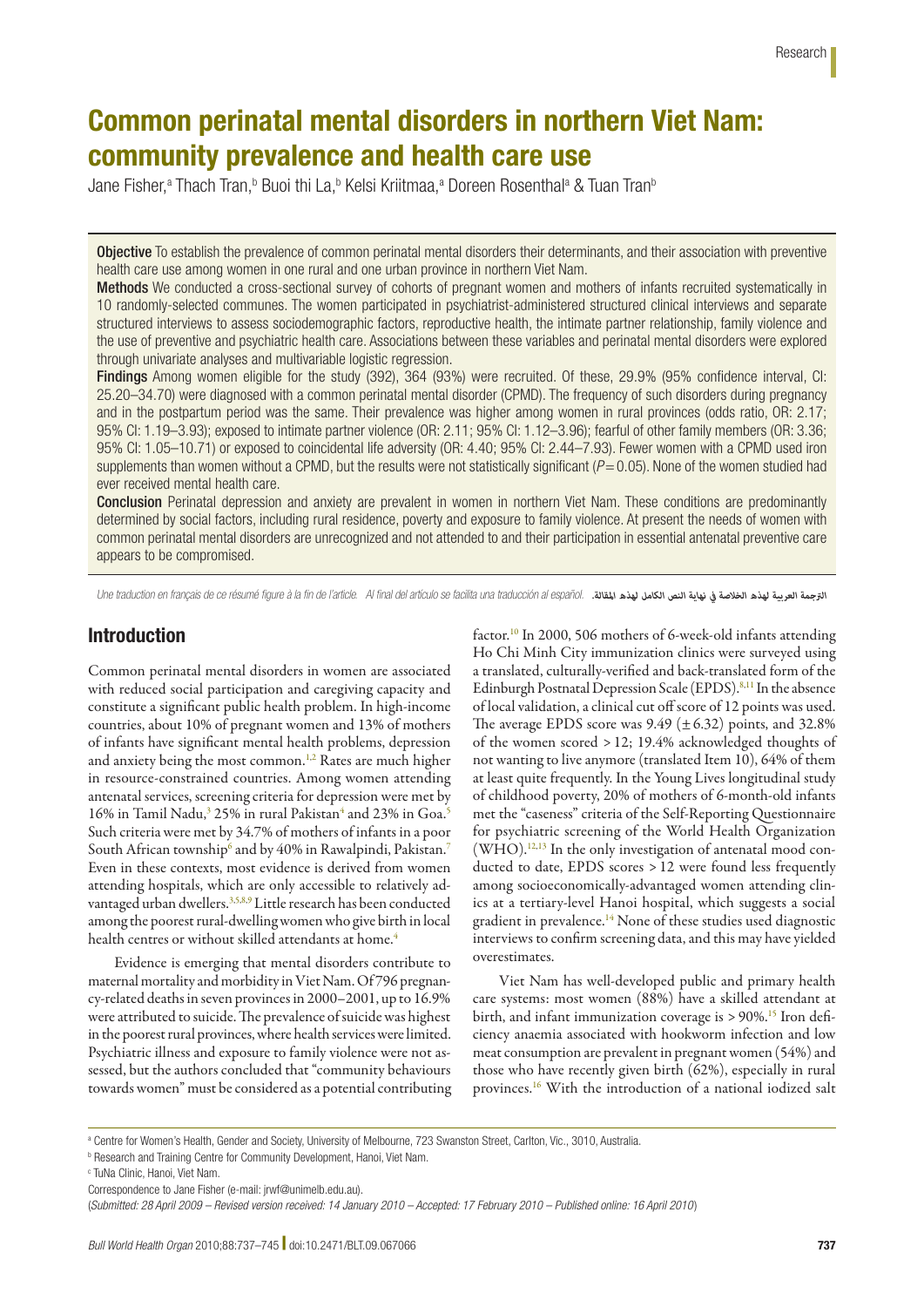# Common perinatal mental disorders in northern Viet Nam: community prevalence and health care use

Jane Fisher,[a] Thach Tran,[b] Buoi thi La,[b] Kelsi Kriitmaa,[a] Doreen Rosenthal[a] & Tuan Tran[b]

**Objective** To establish the prevalence of common perinatal mental disorders their determinants, and their association with preventive health care use among women in one rural and one urban province in northern Viet Nam.

**Methods** We conducted a cross-sectional survey of cohorts of pregnant women and mothers of infants recruited systematically in 10 randomly-selected communes. The women participated in psychiatrist-administered structured clinical interviews and separate structured interviews to assess sociodemographic factors, reproductive health, the intimate partner relationship, family violence and the use of preventive and psychiatric health care. Associations between these variables and perinatal mental disorders were explored through univariate analyses and multivariable logistic regression.

**Findings** Among women eligible for the study (392), 364 (93%) were recruited. Of these, 29.9% (95% confidence interval, CI: 25.20–34.70) were diagnosed with a common perinatal mental disorder (CPMD). The frequency of such disorders during pregnancy and in the postpartum period was the same. Their prevalence was higher among women in rural provinces (odds ratio, OR: 2.17; 95% CI: 1.19–3.93); exposed to intimate partner violence (OR: 2.11; 95% CI: 1.12–3.96); fearful of other family members (OR: 3.36; 95% CI: 1.05–10.71) or exposed to coincidental life adversity (OR: 4.40; 95% CI: 2.44–7.93). Fewer women with a CPMD used iron supplements than women without a CPMD, but the results were not statistically significant ($P = 0.05$). None of the women studied had ever received mental health care.

**Conclusion** Perinatal depression and anxiety are prevalent in women in northern Viet Nam. These conditions are predominantly determined by social factors, including rural residence, poverty and exposure to family violence. At present the needs of women with common perinatal mental disorders are unrecognized and not attended to and their participation in essential antenatal preventive care appears to be compromised.

*Une traduction en français de ce résumé figure à la fin de l'article. Al final del artículo se facilita una traducción al español.* الترجمة العربية لهذه الخلاصة في نهاية النص الكامل لهذه المقالة.

## Introduction

Common perinatal mental disorders in women are associated with reduced social participation and caregiving capacity and constitute a significant public health problem. In high-income countries, about 10% of pregnant women and 13% of mothers of infants have significant mental health problems, depression and anxiety being the most common.[1,2] Rates are much higher in resource-constrained countries. Among women attending antenatal services, screening criteria for depression were met by 16% in Tamil Nadu,[3] 25% in rural Pakistan[4] and 23% in Goa.[5] Such criteria were met by 34.7% of mothers of infants in a poor South African township[6] and by 40% in Rawalpindi, Pakistan.[7] Even in these contexts, most evidence is derived from women attending hospitals, which are only accessible to relatively advantaged urban dwellers.[3,5,8,9] Little research has been conducted among the poorest rural-dwelling women who give birth in local health centres or without skilled attendants at home.[4]

Evidence is emerging that mental disorders contribute to maternal mortality and morbidity in Viet Nam. Of 796 pregnancy-related deaths in seven provinces in 2000–2001, up to 16.9% were attributed to suicide. The prevalence of suicide was highest in the poorest rural provinces, where health services were limited. Psychiatric illness and exposure to family violence were not assessed, but the authors concluded that "community behaviours towards women" must be considered as a potential contributing factor.[10] In 2000, 506 mothers of 6-week-old infants attending Ho Chi Minh City immunization clinics were surveyed using a translated, culturally-verified and back-translated form of the Edinburgh Postnatal Depression Scale (EPDS).[8,11] In the absence of local validation, a clinical cut off score of 12 points was used. The average EPDS score was 9.49 (±6.32) points, and 32.8% of the women scored > 12; 19.4% acknowledged thoughts of not wanting to live anymore (translated Item 10), 64% of them at least quite frequently. In the Young Lives longitudinal study of childhood poverty, 20% of mothers of 6-month-old infants met the "caseness" criteria of the Self-Reporting Questionnaire for psychiatric screening of the World Health Organization (WHO).[12,13] In the only investigation of antenatal mood conducted to date, EPDS scores > 12 were found less frequently among socioeconomically-advantaged women attending clinics at a tertiary-level Hanoi hospital, which suggests a social gradient in prevalence.[14] None of these studies used diagnostic interviews to confirm screening data, and this may have yielded overestimates.

Viet Nam has well-developed public and primary health care systems: most women (88%) have a skilled attendant at birth, and infant immunization coverage is > 90%.[15] Iron deficiency anaemia associated with hookworm infection and low meat consumption are prevalent in pregnant women (54%) and those who have recently given birth (62%), especially in rural provinces.[16] With the introduction of a national iodized salt

[a] Centre for Women's Health, Gender and Society, University of Melbourne, 723 Swanston Street, Carlton, Vic., 3010, Australia.

[b] Research and Training Centre for Community Development, Hanoi, Viet Nam.

[c] TuNa Clinic, Hanoi, Viet Nam.

Correspondence to Jane Fisher (e-mail: jrwf@unimelb.edu.au).

(*Submitted: 28 April 2009 – Revised version received: 14 January 2010 – Accepted: 17 February 2010 – Published online: 16 April 2010*)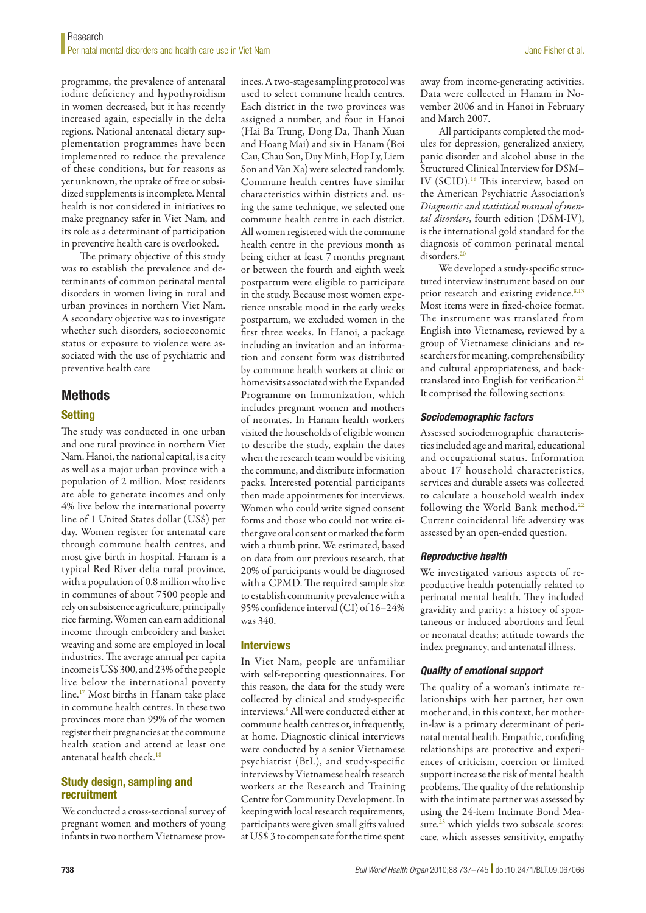programme, the prevalence of antenatal iodine deficiency and hypothyroidism in women decreased, but it has recently increased again, especially in the delta regions. National antenatal dietary supplementation programmes have been implemented to reduce the prevalence of these conditions, but for reasons as yet unknown, the uptake of free or subsidized supplements is incomplete. Mental health is not considered in initiatives to make pregnancy safer in Viet Nam, and its role as a determinant of participation in preventive health care is overlooked.

The primary objective of this study was to establish the prevalence and determinants of common perinatal mental disorders in women living in rural and urban provinces in northern Viet Nam. A secondary objective was to investigate whether such disorders, socioeconomic status or exposure to violence were associated with the use of psychiatric and preventive health care

## Methods

### Setting

The study was conducted in one urban and one rural province in northern Viet Nam. Hanoi, the national capital, is a city as well as a major urban province with a population of 2 million. Most residents are able to generate incomes and only 4% live below the international poverty line of 1 United States dollar (US$) per day. Women register for antenatal care through commune health centres, and most give birth in hospital. Hanam is a typical Red River delta rural province, with a population of 0.8 million who live in communes of about 7500 people and rely on subsistence agriculture, principally rice farming. Women can earn additional income through embroidery and basket weaving and some are employed in local industries. The average annual per capita income is US$ 300, and 23% of the people live below the international poverty line.[17] Most births in Hanam take place in commune health centres. In these two provinces more than 99% of the women register their pregnancies at the commune health station and attend at least one antenatal health check.[18]

### Study design, sampling and recruitment

We conducted a cross-sectional survey of pregnant women and mothers of young infants in two northern Vietnamese provinces. A two-stage sampling protocol was used to select commune health centres. Each district in the two provinces was assigned a number, and four in Hanoi (Hai Ba Trung, Dong Da, Thanh Xuan and Hoang Mai) and six in Hanam (Boi Cau, Chau Son, Duy Minh, Hop Ly, Liem Son and Van Xa) were selected randomly. Commune health centres have similar characteristics within districts and, using the same technique, we selected one commune health centre in each district. All women registered with the commune health centre in the previous month as being either at least 7 months pregnant or between the fourth and eighth week postpartum were eligible to participate in the study. Because most women experience unstable mood in the early weeks postpartum, we excluded women in the first three weeks. In Hanoi, a package including an invitation and an information and consent form was distributed by commune health workers at clinic or home visits associated with the Expanded Programme on Immunization, which includes pregnant women and mothers of neonates. In Hanam health workers visited the households of eligible women to describe the study, explain the dates when the research team would be visiting the commune, and distribute information packs. Interested potential participants then made appointments for interviews. Women who could write signed consent forms and those who could not write either gave oral consent or marked the form with a thumb print. We estimated, based on data from our previous research, that 20% of participants would be diagnosed with a CPMD. The required sample size to establish community prevalence with a 95% confidence interval (CI) of 16–24% was 340.

### Interviews

In Viet Nam, people are unfamiliar with self-reporting questionnaires. For this reason, the data for the study were collected by clinical and study-specific interviews.[8] All were conducted either at commune health centres or, infrequently, at home. Diagnostic clinical interviews were conducted by a senior Vietnamese psychiatrist (BtL), and study-specific interviews by Vietnamese health research workers at the Research and Training Centre for Community Development. In keeping with local research requirements, participants were given small gifts valued at US$ 3 to compensate for the time spent away from income-generating activities. Data were collected in Hanam in November 2006 and in Hanoi in February and March 2007.

All participants completed the modules for depression, generalized anxiety, panic disorder and alcohol abuse in the Structured Clinical Interview for DSM–IV (SCID).[19] This interview, based on the American Psychiatric Association's *Diagnostic and statistical manual of mental disorders*, fourth edition (DSM-IV), is the international gold standard for the diagnosis of common perinatal mental disorders.[20]

We developed a study-specific structured interview instrument based on our prior research and existing evidence.[8,13] Most items were in fixed-choice format. The instrument was translated from English into Vietnamese, reviewed by a group of Vietnamese clinicians and researchers for meaning, comprehensibility and cultural appropriateness, and back-translated into English for verification.[21] It comprised the following sections:

#### *Sociodemographic factors*

Assessed sociodemographic characteristics included age and marital, educational and occupational status. Information about 17 household characteristics, services and durable assets was collected to calculate a household wealth index following the World Bank method.[22] Current coincidental life adversity was assessed by an open-ended question.

#### *Reproductive health*

We investigated various aspects of reproductive health potentially related to perinatal mental health. They included gravidity and parity; a history of spontaneous or induced abortions and fetal or neonatal deaths; attitude towards the index pregnancy, and antenatal illness.

#### *Quality of emotional support*

The quality of a woman's intimate relationships with her partner, her own mother and, in this context, her mother-in-law is a primary determinant of perinatal mental health. Empathic, confiding relationships are protective and experiences of criticism, coercion or limited support increase the risk of mental health problems. The quality of the relationship with the intimate partner was assessed by using the 24-item Intimate Bond Measure,[23] which yields two subscale scores: care, which assesses sensitivity, empathy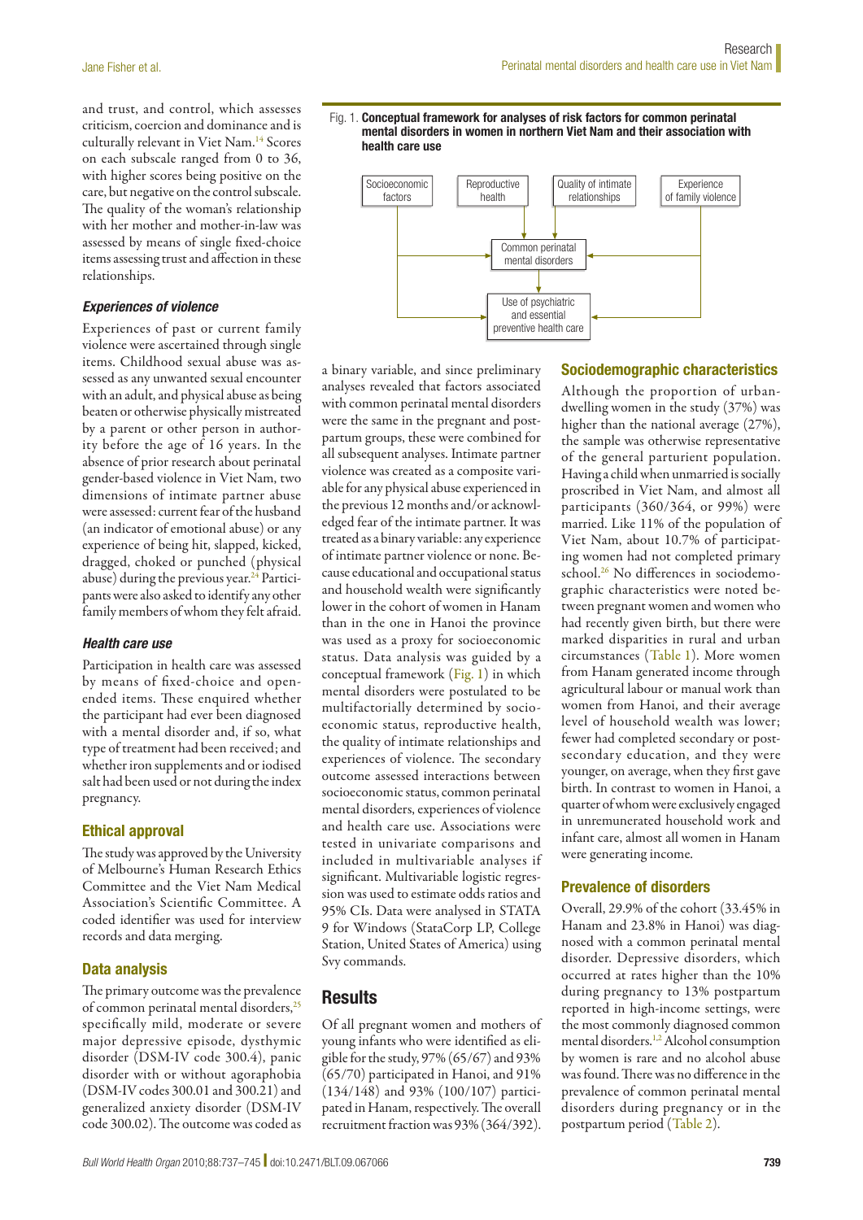and trust, and control, which assesses criticism, coercion and dominance and is culturally relevant in Viet Nam.[14] Scores on each subscale ranged from 0 to 36, with higher scores being positive on the care, but negative on the control subscale. The quality of the woman's relationship with her mother and mother-in-law was assessed by means of single fixed-choice items assessing trust and affection in these relationships.

### *Experiences of violence*

Experiences of past or current family violence were ascertained through single items. Childhood sexual abuse was assessed as any unwanted sexual encounter with an adult, and physical abuse as being beaten or otherwise physically mistreated by a parent or other person in authority before the age of 16 years. In the absence of prior research about perinatal gender-based violence in Viet Nam, two dimensions of intimate partner abuse were assessed: current fear of the husband (an indicator of emotional abuse) or any experience of being hit, slapped, kicked, dragged, choked or punched (physical abuse) during the previous year.[24] Participants were also asked to identify any other family members of whom they felt afraid.

### *Health care use*

Participation in health care was assessed by means of fixed-choice and open-ended items. These enquired whether the participant had ever been diagnosed with a mental disorder and, if so, what type of treatment had been received; and whether iron supplements and or iodised salt had been used or not during the index pregnancy.

## Ethical approval

The study was approved by the University of Melbourne's Human Research Ethics Committee and the Viet Nam Medical Association's Scientific Committee. A coded identifier was used for interview records and data merging.

## Data analysis

The primary outcome was the prevalence of common perinatal mental disorders,[25] specifically mild, moderate or severe major depressive episode, dysthymic disorder (DSM-IV code 300.4), panic disorder with or without agoraphobia (DSM-IV codes 300.01 and 300.21) and generalized anxiety disorder (DSM-IV code 300.02). The outcome was coded as a binary variable, and since preliminary analyses revealed that factors associated with common perinatal mental disorders were the same in the pregnant and postpartum groups, these were combined for all subsequent analyses. Intimate partner violence was created as a composite variable for any physical abuse experienced in the previous 12 months and/or acknowledged fear of the intimate partner. It was treated as a binary variable: any experience of intimate partner violence or none. Because educational and occupational status and household wealth were significantly lower in the cohort of women in Hanam than in the one in Hanoi the province was used as a proxy for socioeconomic status. Data analysis was guided by a conceptual framework (Fig. 1) in which mental disorders were postulated to be multifactorially determined by socioeconomic status, reproductive health, the quality of intimate relationships and experiences of violence. The secondary outcome assessed interactions between socioeconomic status, common perinatal mental disorders, experiences of violence and health care use. Associations were tested in univariate comparisons and included in multivariable analyses if significant. Multivariable logistic regression was used to estimate odds ratios and 95% CIs. Data were analysed in STATA 9 for Windows (StataCorp LP, College Station, United States of America) using Svy commands.

Fig. 1. **Conceptual framework for analyses of risk factors for common perinatal mental disorders in women in northern Viet Nam and their association with health care use**

## Results

Of all pregnant women and mothers of young infants who were identified as eligible for the study, 97% (65/67) and 93% (65/70) participated in Hanoi, and 91% (134/148) and 93% (100/107) participated in Hanam, respectively. The overall recruitment fraction was 93% (364/392).

## Sociodemographic characteristics

Although the proportion of urban-dwelling women in the study (37%) was higher than the national average (27%), the sample was otherwise representative of the general parturient population. Having a child when unmarried is socially proscribed in Viet Nam, and almost all participants (360/364, or 99%) were married. Like 11% of the population of Viet Nam, about 10.7% of participating women had not completed primary school.[26] No differences in sociodemographic characteristics were noted between pregnant women and women who had recently given birth, but there were marked disparities in rural and urban circumstances (Table 1). More women from Hanam generated income through agricultural labour or manual work than women from Hanoi, and their average level of household wealth was lower; fewer had completed secondary or post-secondary education, and they were younger, on average, when they first gave birth. In contrast to women in Hanoi, a quarter of whom were exclusively engaged in unremunerated household work and infant care, almost all women in Hanam were generating income.

## Prevalence of disorders

Overall, 29.9% of the cohort (33.45% in Hanam and 23.8% in Hanoi) was diagnosed with a common perinatal mental disorder. Depressive disorders, which occurred at rates higher than the 10% during pregnancy to 13% postpartum reported in high-income settings, were the most commonly diagnosed common mental disorders.[1,2] Alcohol consumption by women is rare and no alcohol abuse was found. There was no difference in the prevalence of common perinatal mental disorders during pregnancy or in the postpartum period (Table 2).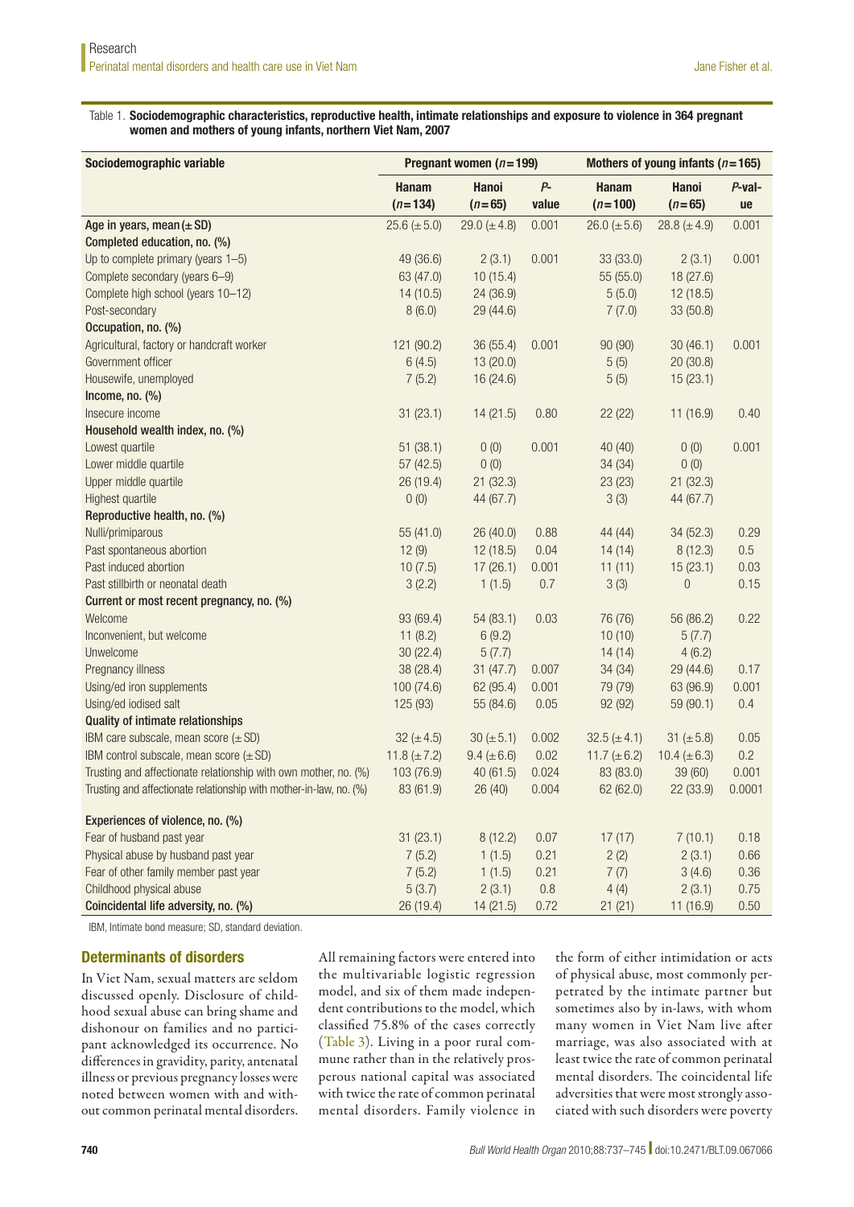Table 1. **Sociodemographic characteristics, reproductive health, intimate relationships and exposure to violence in 364 pregnant women and mothers of young infants, northern Viet Nam, 2007**

| Sociodemographic variable | Pregnant women (n = 199) | | | Mothers of young infants (n = 165) | | |
|---|---|---|---|---|---|---|
| | Hanam (n = 134) | Hanoi (n = 65) | P-value | Hanam (n = 100) | Hanoi (n = 65) | P-value |
| **Age in years, mean (± SD)** | 25.6 (± 5.0) | 29.0 (± 4.8) | 0.001 | 26.0 (± 5.6) | 28.8 (± 4.9) | 0.001 |
| **Completed education, no. (%)** | | | | | | |
| Up to complete primary (years 1–5) | 49 (36.6) | 2 (3.1) | 0.001 | 33 (33.0) | 2 (3.1) | 0.001 |
| Complete secondary (years 6–9) | 63 (47.0) | 10 (15.4) | | 55 (55.0) | 18 (27.6) | |
| Complete high school (years 10–12) | 14 (10.5) | 24 (36.9) | | 5 (5.0) | 12 (18.5) | |
| Post-secondary | 8 (6.0) | 29 (44.6) | | 7 (7.0) | 33 (50.8) | |
| **Occupation, no. (%)** | | | | | | |
| Agricultural, factory or handcraft worker | 121 (90.2) | 36 (55.4) | 0.001 | 90 (90) | 30 (46.1) | 0.001 |
| Government officer | 6 (4.5) | 13 (20.0) | | 5 (5) | 20 (30.8) | |
| Housewife, unemployed | 7 (5.2) | 16 (24.6) | | 5 (5) | 15 (23.1) | |
| **Income, no. (%)** | | | | | | |
| Insecure income | 31 (23.1) | 14 (21.5) | 0.80 | 22 (22) | 11 (16.9) | 0.40 |
| **Household wealth index, no. (%)** | | | | | | |
| Lowest quartile | 51 (38.1) | 0 (0) | 0.001 | 40 (40) | 0 (0) | 0.001 |
| Lower middle quartile | 57 (42.5) | 0 (0) | | 34 (34) | 0 (0) | |
| Upper middle quartile | 26 (19.4) | 21 (32.3) | | 23 (23) | 21 (32.3) | |
| Highest quartile | 0 (0) | 44 (67.7) | | 3 (3) | 44 (67.7) | |
| **Reproductive health, no. (%)** | | | | | | |
| Nulli/primiparous | 55 (41.0) | 26 (40.0) | 0.88 | 44 (44) | 34 (52.3) | 0.29 |
| Past spontaneous abortion | 12 (9) | 12 (18.5) | 0.04 | 14 (14) | 8 (12.3) | 0.5 |
| Past induced abortion | 10 (7.5) | 17 (26.1) | 0.001 | 11 (11) | 15 (23.1) | 0.03 |
| Past stillbirth or neonatal death | 3 (2.2) | 1 (1.5) | 0.7 | 3 (3) | 0 | 0.15 |
| **Current or most recent pregnancy, no. (%)** | | | | | | |
| Welcome | 93 (69.4) | 54 (83.1) | 0.03 | 76 (76) | 56 (86.2) | 0.22 |
| Inconvenient, but welcome | 11 (8.2) | 6 (9.2) | | 10 (10) | 5 (7.7) | |
| Unwelcome | 30 (22.4) | 5 (7.7) | | 14 (14) | 4 (6.2) | |
| Pregnancy illness | 38 (28.4) | 31 (47.7) | 0.007 | 34 (34) | 29 (44.6) | 0.17 |
| Using/ed iron supplements | 100 (74.6) | 62 (95.4) | 0.001 | 79 (79) | 63 (96.9) | 0.001 |
| Using/ed iodised salt | 125 (93) | 55 (84.6) | 0.05 | 92 (92) | 59 (90.1) | 0.4 |
| **Quality of intimate relationships** | | | | | | |
| IBM care subscale, mean score (± SD) | 32 (± 4.5) | 30 (± 5.1) | 0.002 | 32.5 (± 4.1) | 31 (± 5.8) | 0.05 |
| IBM control subscale, mean score (± SD) | 11.8 (± 7.2) | 9.4 (± 6.6) | 0.02 | 11.7 (± 6.2) | 10.4 (± 6.3) | 0.2 |
| Trusting and affectionate relationship with own mother, no. (%) | 103 (76.9) | 40 (61.5) | 0.024 | 83 (83.0) | 39 (60) | 0.001 |
| Trusting and affectionate relationship with mother-in-law, no. (%) | 83 (61.9) | 26 (40) | 0.004 | 62 (62.0) | 22 (33.9) | 0.0001 |
| **Experiences of violence, no. (%)** | | | | | | |
| Fear of husband past year | 31 (23.1) | 8 (12.2) | 0.07 | 17 (17) | 7 (10.1) | 0.18 |
| Physical abuse by husband past year | 7 (5.2) | 1 (1.5) | 0.21 | 2 (2) | 2 (3.1) | 0.66 |
| Fear of other family member past year | 7 (5.2) | 1 (1.5) | 0.21 | 7 (7) | 3 (4.6) | 0.36 |
| Childhood physical abuse | 5 (3.7) | 2 (3.1) | 0.8 | 4 (4) | 2 (3.1) | 0.75 |
| **Coincidental life adversity, no. (%)** | 26 (19.4) | 14 (21.5) | 0.72 | 21 (21) | 11 (16.9) | 0.50 |

IBM, Intimate bond measure; SD, standard deviation.

## Determinants of disorders

In Viet Nam, sexual matters are seldom discussed openly. Disclosure of childhood sexual abuse can bring shame and dishonour on families and no participant acknowledged its occurrence. No differences in gravidity, parity, antenatal illness or previous pregnancy losses were noted between women with and without common perinatal mental disorders. All remaining factors were entered into the multivariable logistic regression model, and six of them made independent contributions to the model, which classified 75.8% of the cases correctly (Table 3). Living in a poor rural commune rather than in the relatively prosperous national capital was associated with twice the rate of common perinatal mental disorders. Family violence in the form of either intimidation or acts of physical abuse, most commonly perpetrated by the intimate partner but sometimes also by in-laws, with whom many women in Viet Nam live after marriage, was also associated with at least twice the rate of common perinatal mental disorders. The coincidental life adversities that were most strongly associated with such disorders were poverty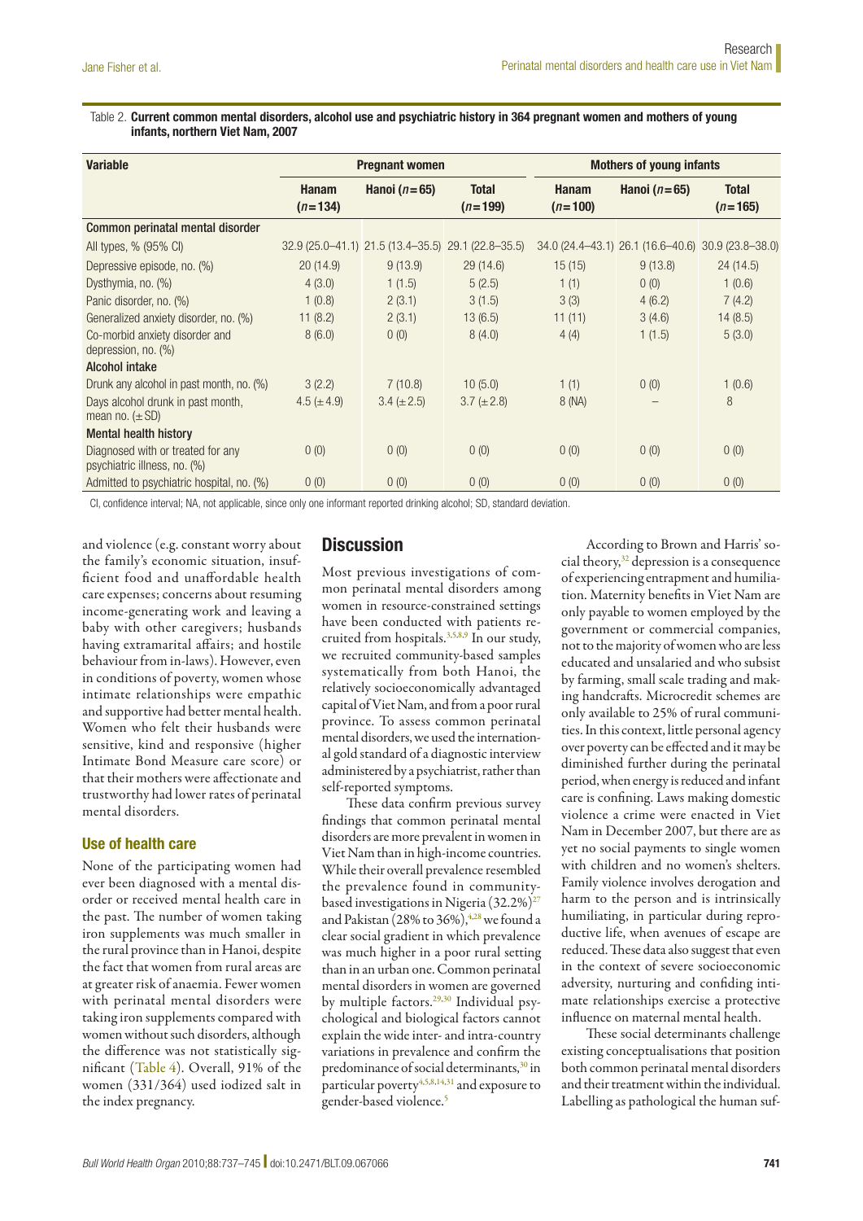Table 2. **Current common mental disorders, alcohol use and psychiatric history in 364 pregnant women and mothers of young infants, northern Viet Nam, 2007**

| Variable | Pregnant women | | | Mothers of young infants | | |
|---|---|---|---|---|---|---|
| | Hanam (n = 134) | Hanoi (n = 65) | Total (n = 199) | Hanam (n = 100) | Hanoi (n = 65) | Total (n = 165) |
| **Common perinatal mental disorder** | | | | | | |
| All types, % (95% CI) | 32.9 (25.0–41.1) | 21.5 (13.4–35.5) | 29.1 (22.8–35.5) | 34.0 (24.4–43.1) | 26.1 (16.6–40.6) | 30.9 (23.8–38.0) |
| Depressive episode, no. (%) | 20 (14.9) | 9 (13.9) | 29 (14.6) | 15 (15) | 9 (13.8) | 24 (14.5) |
| Dysthymia, no. (%) | 4 (3.0) | 1 (1.5) | 5 (2.5) | 1 (1) | 0 (0) | 1 (0.6) |
| Panic disorder, no. (%) | 1 (0.8) | 2 (3.1) | 3 (1.5) | 3 (3) | 4 (6.2) | 7 (4.2) |
| Generalized anxiety disorder, no. (%) | 11 (8.2) | 2 (3.1) | 13 (6.5) | 11 (11) | 3 (4.6) | 14 (8.5) |
| Co-morbid anxiety disorder and depression, no. (%) | 8 (6.0) | 0 (0) | 8 (4.0) | 4 (4) | 1 (1.5) | 5 (3.0) |
| **Alcohol intake** | | | | | | |
| Drunk any alcohol in past month, no. (%) | 3 (2.2) | 7 (10.8) | 10 (5.0) | 1 (1) | 0 (0) | 1 (0.6) |
| Days alcohol drunk in past month, mean no. (± SD) | 4.5 (± 4.9) | 3.4 (± 2.5) | 3.7 (± 2.8) | 8 (NA) | – | 8 |
| **Mental health history** | | | | | | |
| Diagnosed with or treated for any psychiatric illness, no. (%) | 0 (0) | 0 (0) | 0 (0) | 0 (0) | 0 (0) | 0 (0) |
| Admitted to psychiatric hospital, no. (%) | 0 (0) | 0 (0) | 0 (0) | 0 (0) | 0 (0) | 0 (0) |

CI, confidence interval; NA, not applicable, since only one informant reported drinking alcohol; SD, standard deviation.

and violence (e.g. constant worry about the family's economic situation, insufficient food and unaffordable health care expenses; concerns about resuming income-generating work and leaving a baby with other caregivers; husbands having extramarital affairs; and hostile behaviour from in-laws). However, even in conditions of poverty, women whose intimate relationships were empathic and supportive had better mental health. Women who felt their husbands were sensitive, kind and responsive (higher Intimate Bond Measure care score) or that their mothers were affectionate and trustworthy had lower rates of perinatal mental disorders.

### Use of health care

None of the participating women had ever been diagnosed with a mental disorder or received mental health care in the past. The number of women taking iron supplements was much smaller in the rural province than in Hanoi, despite the fact that women from rural areas are at greater risk of anaemia. Fewer women with perinatal mental disorders were taking iron supplements compared with women without such disorders, although the difference was not statistically significant (Table 4). Overall, 91% of the women (331/364) used iodized salt in the index pregnancy.

## Discussion

Most previous investigations of common perinatal mental disorders among women in resource-constrained settings have been conducted with patients recruited from hospitals.[3,5,8,9] In our study, we recruited community-based samples systematically from both Hanoi, the relatively socioeconomically advantaged capital of Viet Nam, and from a poor rural province. To assess common perinatal mental disorders, we used the international gold standard of a diagnostic interview administered by a psychiatrist, rather than self-reported symptoms.

These data confirm previous survey findings that common perinatal mental disorders are more prevalent in women in Viet Nam than in high-income countries. While their overall prevalence resembled the prevalence found in community-based investigations in Nigeria (32.2%)[27] and Pakistan (28% to 36%),[4,28] we found a clear social gradient in which prevalence was much higher in a poor rural setting than in an urban one. Common perinatal mental disorders in women are governed by multiple factors.[29,30] Individual psychological and biological factors cannot explain the wide inter- and intra-country variations in prevalence and confirm the predominance of social determinants,[30] in particular poverty[4,5,8,14,31] and exposure to gender-based violence.[5]

According to Brown and Harris' social theory,[32] depression is a consequence of experiencing entrapment and humiliation. Maternity benefits in Viet Nam are only payable to women employed by the government or commercial companies, not to the majority of women who are less educated and unsalaried and who subsist by farming, small scale trading and making handcrafts. Microcredit schemes are only available to 25% of rural communities. In this context, little personal agency over poverty can be effected and it may be diminished further during the perinatal period, when energy is reduced and infant care is confining. Laws making domestic violence a crime were enacted in Viet Nam in December 2007, but there are as yet no social payments to single women with children and no women's shelters. Family violence involves derogation and harm to the person and is intrinsically humiliating, in particular during reproductive life, when avenues of escape are reduced. These data also suggest that even in the context of severe socioeconomic adversity, nurturing and confiding intimate relationships exercise a protective influence on maternal mental health.

These social determinants challenge existing conceptualisations that position both common perinatal mental disorders and their treatment within the individual. Labelling as pathological the human suf-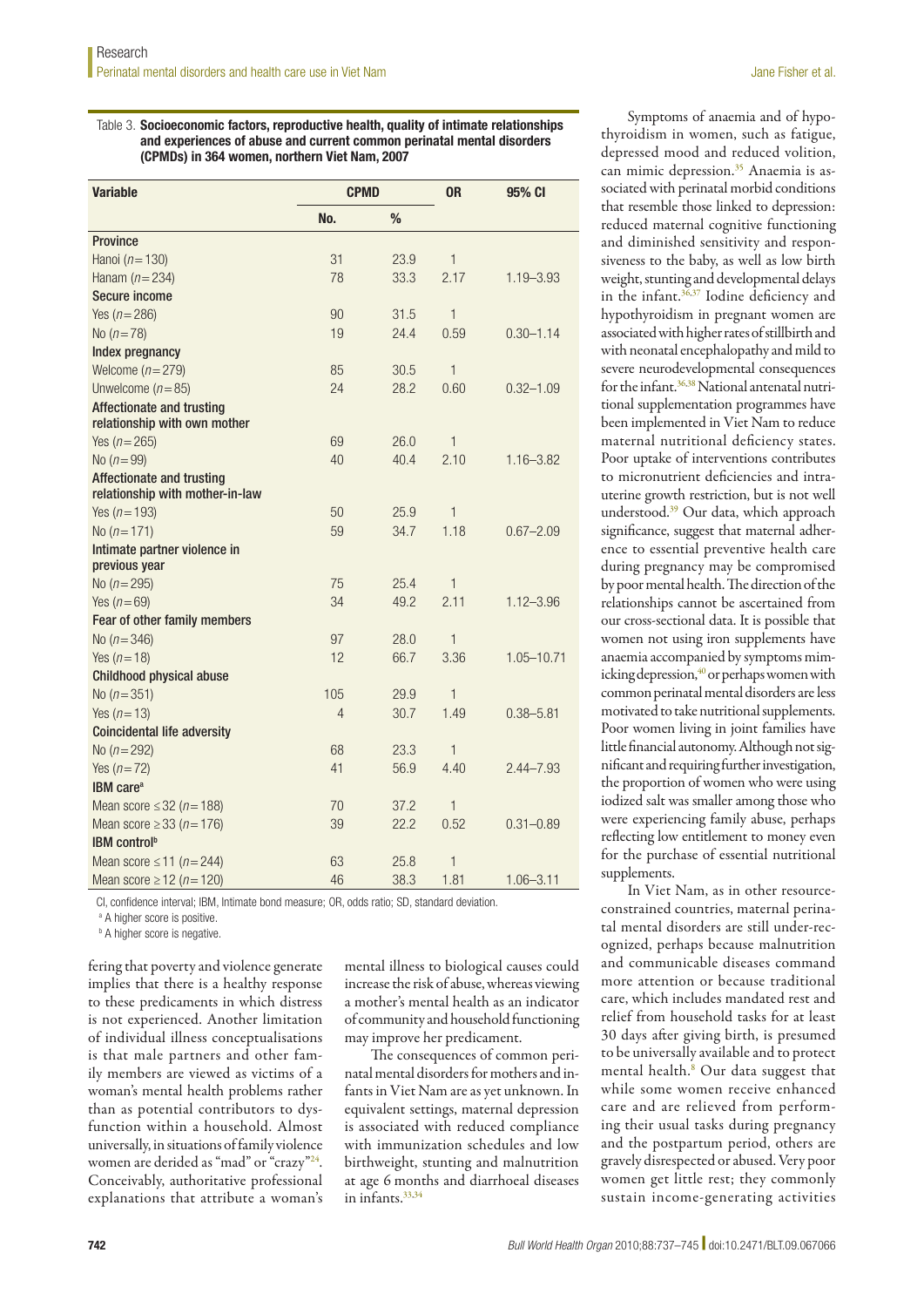Table 3. **Socioeconomic factors, reproductive health, quality of intimate relationships and experiences of abuse and current common perinatal mental disorders (CPMDs) in 364 women, northern Viet Nam, 2007**

| Variable | CPMD | | OR | 95% CI |
|---|---|---|---|---|
| | No. | % | | |
| **Province** | | | | |
| Hanoi ($n = 130$) | 31 | 23.9 | 1 | |
| Hanam ($n = 234$) | 78 | 33.3 | 2.17 | 1.19–3.93 |
| **Secure income** | | | | |
| Yes ($n = 286$) | 90 | 31.5 | 1 | |
| No ($n = 78$) | 19 | 24.4 | 0.59 | 0.30–1.14 |
| **Index pregnancy** | | | | |
| Welcome ($n = 279$) | 85 | 30.5 | 1 | |
| Unwelcome ($n = 85$) | 24 | 28.2 | 0.60 | 0.32–1.09 |
| **Affectionate and trusting relationship with own mother** | | | | |
| Yes ($n = 265$) | 69 | 26.0 | 1 | |
| No ($n = 99$) | 40 | 40.4 | 2.10 | 1.16–3.82 |
| **Affectionate and trusting relationship with mother-in-law** | | | | |
| Yes ($n = 193$) | 50 | 25.9 | 1 | |
| No ($n = 171$) | 59 | 34.7 | 1.18 | 0.67–2.09 |
| **Intimate partner violence in previous year** | | | | |
| No ($n = 295$) | 75 | 25.4 | 1 | |
| Yes ($n = 69$) | 34 | 49.2 | 2.11 | 1.12–3.96 |
| **Fear of other family members** | | | | |
| No ($n = 346$) | 97 | 28.0 | 1 | |
| Yes ($n = 18$) | 12 | 66.7 | 3.36 | 1.05–10.71 |
| **Childhood physical abuse** | | | | |
| No ($n = 351$) | 105 | 29.9 | 1 | |
| Yes ($n = 13$) | 4 | 30.7 | 1.49 | 0.38–5.81 |
| **Coincidental life adversity** | | | | |
| No ($n = 292$) | 68 | 23.3 | 1 | |
| Yes ($n = 72$) | 41 | 56.9 | 4.40 | 2.44–7.93 |
| **IBM care**[a] | | | | |
| Mean score ≤ 32 ($n = 188$) | 70 | 37.2 | 1 | |
| Mean score ≥ 33 ($n = 176$) | 39 | 22.2 | 0.52 | 0.31–0.89 |
| **IBM control**[b] | | | | |
| Mean score ≤ 11 ($n = 244$) | 63 | 25.8 | 1 | |
| Mean score ≥ 12 ($n = 120$) | 46 | 38.3 | 1.81 | 1.06–3.11 |

CI, confidence interval; IBM, Intimate bond measure; OR, odds ratio; SD, standard deviation.

[a] A higher score is positive.

[b] A higher score is negative.

fering that poverty and violence generate implies that there is a healthy response to these predicaments in which distress is not experienced. Another limitation of individual illness conceptualisations is that male partners and other family members are viewed as victims of a woman's mental health problems rather than as potential contributors to dysfunction within a household. Almost universally, in situations of family violence women are derided as "mad" or "crazy"[24]. Conceivably, authoritative professional explanations that attribute a woman's mental illness to biological causes could increase the risk of abuse, whereas viewing a mother's mental health as an indicator of community and household functioning may improve her predicament.

The consequences of common perinatal mental disorders for mothers and infants in Viet Nam are as yet unknown. In equivalent settings, maternal depression is associated with reduced compliance with immunization schedules and low birthweight, stunting and malnutrition at age 6 months and diarrhoeal diseases in infants.[33,34]

Symptoms of anaemia and of hypothyroidism in women, such as fatigue, depressed mood and reduced volition, can mimic depression.[35] Anaemia is associated with perinatal morbid conditions that resemble those linked to depression: reduced maternal cognitive functioning and diminished sensitivity and responsiveness to the baby, as well as low birth weight, stunting and developmental delays in the infant.[36,37] Iodine deficiency and hypothyroidism in pregnant women are associated with higher rates of stillbirth and with neonatal encephalopathy and mild to severe neurodevelopmental consequences for the infant.[36,38] National antenatal nutritional supplementation programmes have been implemented in Viet Nam to reduce maternal nutritional deficiency states. Poor uptake of interventions contributes to micronutrient deficiencies and intrauterine growth restriction, but is not well understood.[39] Our data, which approach significance, suggest that maternal adherence to essential preventive health care during pregnancy may be compromised by poor mental health. The direction of the relationships cannot be ascertained from our cross-sectional data. It is possible that women not using iron supplements have anaemia accompanied by symptoms mimicking depression,[40] or perhaps women with common perinatal mental disorders are less motivated to take nutritional supplements. Poor women living in joint families have little financial autonomy. Although not significant and requiring further investigation, the proportion of women who were using iodized salt was smaller among those who were experiencing family abuse, perhaps reflecting low entitlement to money even for the purchase of essential nutritional supplements.

In Viet Nam, as in other resource-constrained countries, maternal perinatal mental disorders are still under-recognized, perhaps because malnutrition and communicable diseases command more attention or because traditional care, which includes mandated rest and relief from household tasks for at least 30 days after giving birth, is presumed to be universally available and to protect mental health.[8] Our data suggest that while some women receive enhanced care and are relieved from performing their usual tasks during pregnancy and the postpartum period, others are gravely disrespected or abused. Very poor women get little rest; they commonly sustain income-generating activities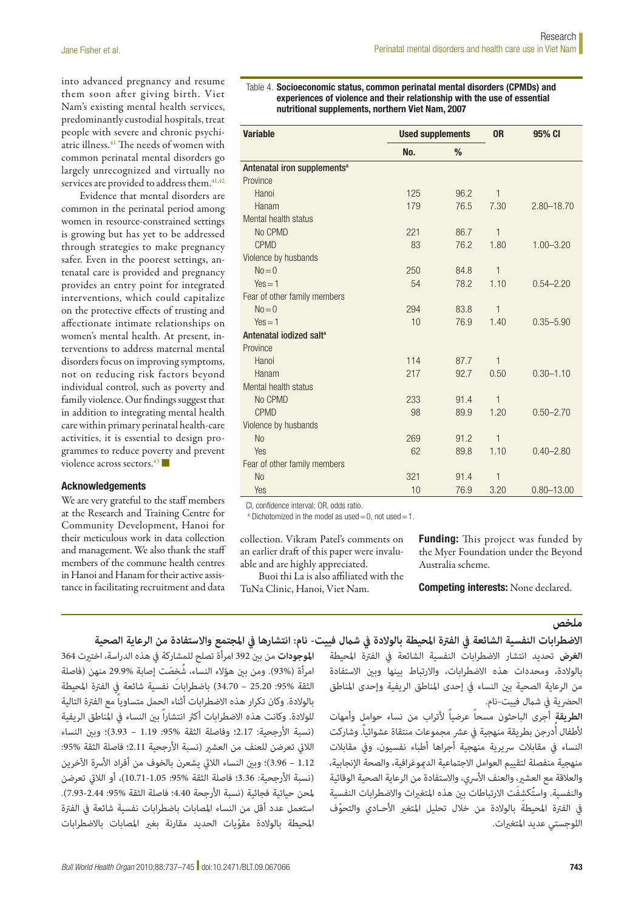into advanced pregnancy and resume them soon after giving birth. Viet Nam's existing mental health services, predominantly custodial hospitals, treat people with severe and chronic psychiatric illness.[41] The needs of women with common perinatal mental disorders go largely unrecognized and virtually no services are provided to address them.[41,42]

Evidence that mental disorders are common in the perinatal period among women in resource-constrained settings is growing but has yet to be addressed through strategies to make pregnancy safer. Even in the poorest settings, antenatal care is provided and pregnancy provides an entry point for integrated interventions, which could capitalize on the protective effects of trusting and affectionate intimate relationships on women's mental health. At present, interventions to address maternal mental disorders focus on improving symptoms, not on reducing risk factors beyond individual control, such as poverty and family violence. Our findings suggest that in addition to integrating mental health care within primary perinatal health-care activities, it is essential to design programmes to reduce poverty and prevent violence across sectors.[43] ■

Table 4. **Socioeconomic status, common perinatal mental disorders (CPMDs) and experiences of violence and their relationship with the use of essential nutritional supplements, northern Viet Nam, 2007**

| Variable | Used supplements | | OR | 95% CI |
|---|---|---|---|---|
| | No. | % | | |
| **Antenatal iron supplements[a]** | | | | |
| Province | | | | |
| Hanoi | 125 | 96.2 | 1 | |
| Hanam | 179 | 76.5 | 7.30 | 2.80–18.70 |
| Mental health status | | | | |
| No CPMD | 221 | 86.7 | 1 | |
| CPMD | 83 | 76.2 | 1.80 | 1.00–3.20 |
| Violence by husbands | | | | |
| No = 0 | 250 | 84.8 | 1 | |
| Yes = 1 | 54 | 78.2 | 1.10 | 0.54–2.20 |
| Fear of other family members | | | | |
| No = 0 | 294 | 83.8 | 1 | |
| Yes = 1 | 10 | 76.9 | 1.40 | 0.35–5.90 |
| **Antenatal iodized salt[a]** | | | | |
| Province | | | | |
| Hanoi | 114 | 87.7 | 1 | |
| Hanam | 217 | 92.7 | 0.50 | 0.30–1.10 |
| Mental health status | | | | |
| No CPMD | 233 | 91.4 | 1 | |
| CPMD | 98 | 89.9 | 1.20 | 0.50–2.70 |
| Violence by husbands | | | | |
| No | 269 | 91.2 | 1 | |
| Yes | 62 | 89.8 | 1.10 | 0.40–2.80 |
| Fear of other family members | | | | |
| No | 321 | 91.4 | 1 | |
| Yes | 10 | 76.9 | 3.20 | 0.80–13.00 |

CI, confidence interval; OR, odds ratio.

[a] Dichotomized in the model as used = 0, not used = 1.

#### Acknowledgements

We are very grateful to the staff members at the Research and Training Centre for Community Development, Hanoi for their meticulous work in data collection and management. We also thank the staff members of the commune health centres in Hanoi and Hanam for their active assistance in facilitating recruitment and data collection. Vikram Patel's comments on an earlier draft of this paper were invaluable and are highly appreciated.

Buoi thi La is also affiliated with the TuNa Clinic, Hanoi, Viet Nam.

**Funding:** This project was funded by the Myer Foundation under the Beyond Australia scheme.

**Competing interests:** None declared.

## ملخص

### الاضطرابات النفسية الشائعة في الفترة المحيطة بالولادة في شمال فييت- نام: انتشارها في المجتمع والاستفادة من الرعاية الصحية

**الغرض** تحديد انتشار الاضطرابات النفسية الشائعة في الفترة المحيطة بالولادة، ومحددات هذه الاضطرابات، والارتباط بينها وبين الاستفادة من الرعاية الصحية بين النساء في إحدى المناطق الريفية وإحدى المناطق الحضرية في شمال فييت-نام.

**الطريقة** أجرى الباحثون مسحاً عرضياً لأتراب من نساء حوامل وأمهات لأطفال أُدرجن بطريقة منهجية في عشر مجموعات منتقاة عشوائياً. وشاركت النساء في مقابلات سريرية منهجية أجراها أطباء نفسيون، وفي مقابلات منهجية منفصلة لتقييم العوامل الاجتماعية الديموغرافية، والصحة الإنجابية، والعلاقة مع العشير، والعنف الأسري، والاستفادة من الرعاية الصحية الوقائية والنفسية. واستُكشِفَت الارتباطات بين هذه المتغيرات والاضطرابات النفسية في الفترة المحيطة بالولادة من خلال تحليل المتغير الأحـادي والتحوّف اللوجستي عديد المتغيرات.

**الموجودات** من بين 392 امرأة تصلح للمشاركة في هذه الدراسة، اختيرت 364 امرأة (93%). ومن بين هؤلاء النساء، شُخِصَت إصابة 29.9% منهن (فاصلة الثقة 95%: 25.20 – 34.70) باضطرابات نفسية شائعة في الفترة المحيطة بالولادة. وكان تكرار هذه الاضطرابات أثناء الحمل متساوياً مع الفترة التالية للولادة. وكانت هذه الاضطرابات أكثر انتشاراً بين النساء في المناطق الريفية (نسبة الأرجحية: 2.17؛ وفاصلة الثقة 95%: 1.19 – 3.93)؛ وبين النساء اللاتي تعرضن للعنف من العشير (نسبة الأرجحية 2.11؛ فاصلة الثقة 95%: 1.12 – 3.96)؛ وبين النساء اللاتي يشعرن بالخوف من أفراد الأسرة الآخرين (نسبة الأرجحية: 3.36؛ فاصلة الثقة 95%: 1.05-10.71)، أو اللاتي تعرضن لمحن حياتية فجائية (نسبة الأرجحة 4.40؛ فاصلة الثقة 95%: 2.44-7.93). استعمل عدد أقل من النساء المصابات باضطرابات نفسية شائعة في الفترة المحيطة بالولادة مقوّيات الحديد مقارنة بغير المصابات بالاضطرابات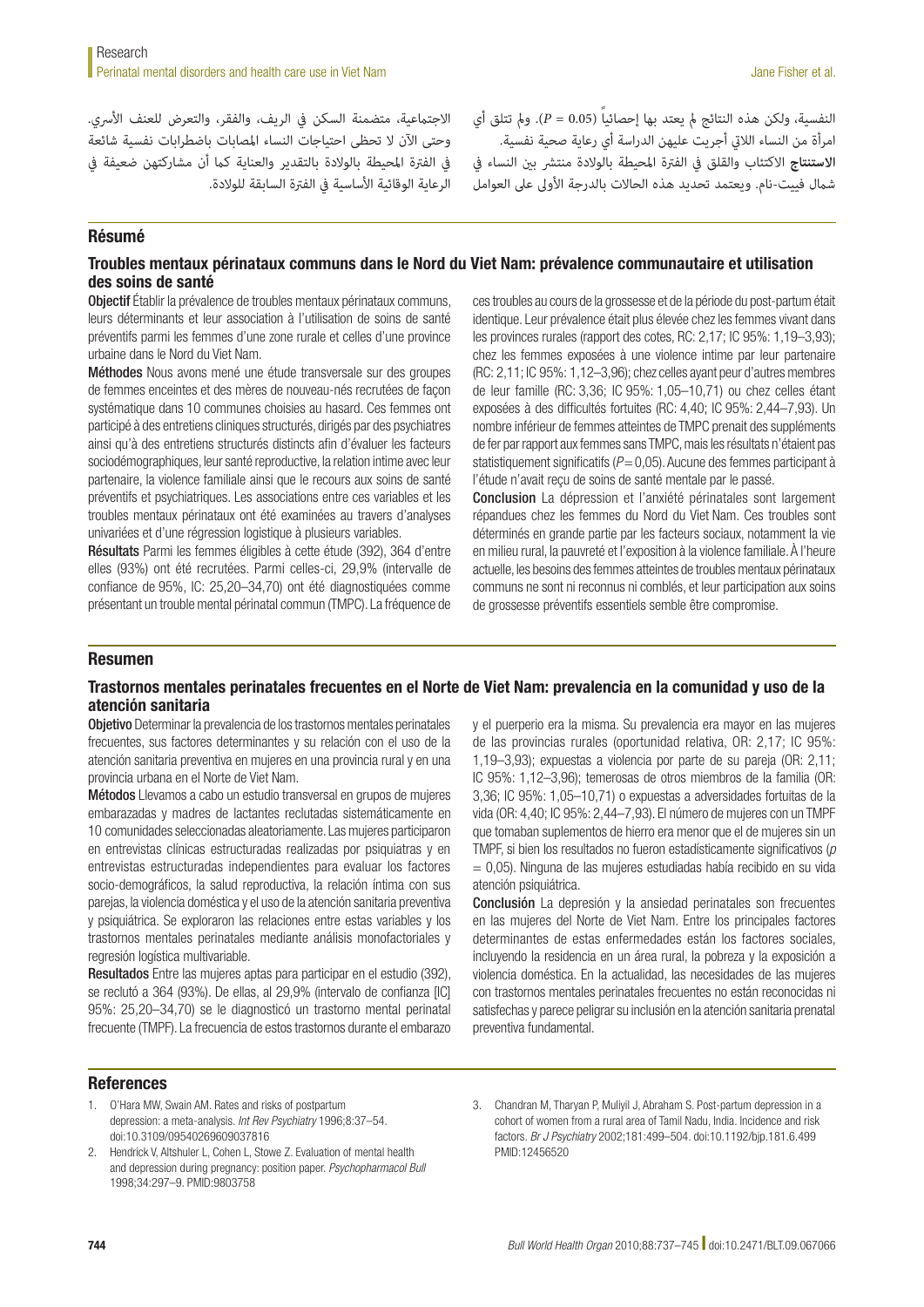النفسية، ولكن هذه النتائج لم يعتد بها إحصائياً ($P = 0.05$). ولم تتلق أي امرأة من النساء اللاتي أجريت عليهن الدراسة أي رعاية صحية نفسية.

**الاستنتاج** الاكتئاب والقلق في الفترة المحيطة بالولادة منتشر بين النساء في شمال فييت-نام. ويعتمد تحديد هذه الحالات بالدرجة الأولى على العوامل الاجتماعية، متضمنة السكن في الريف، والفقر، والتعرض للعنف الأسري. وحتى الآن لا تحظى احتياجات النساء المصابات باضطرابات نفسية شائعة في الفترة المحيطة بالولادة بالتقدير والعناية كما أن مشاركتهن ضعيفة في الرعاية الوقائية الأساسية في الفترة السابقة للولادة.

## Résumé

### Troubles mentaux périnataux communs dans le Nord du Viet Nam: prévalence communautaire et utilisation des soins de santé

**Objectif** Établir la prévalence de troubles mentaux périnataux communs, leurs déterminants et leur association à l'utilisation de soins de santé préventifs parmi les femmes d'une zone rurale et celles d'une province urbaine dans le Nord du Viet Nam.

**Méthodes** Nous avons mené une étude transversale sur des groupes de femmes enceintes et des mères de nouveau-nés recrutées de façon systématique dans 10 communes choisies au hasard. Ces femmes ont participé à des entretiens cliniques structurés, dirigés par des psychiatres ainsi qu'à des entretiens structurés distincts afin d'évaluer les facteurs sociodémographiques, leur santé reproductive, la relation intime avec leur partenaire, la violence familiale ainsi que le recours aux soins de santé préventifs et psychiatriques. Les associations entre ces variables et les troubles mentaux périnataux ont été examinées au travers d'analyses univariées et d'une régression logistique à plusieurs variables.

**Résultats** Parmi les femmes éligibles à cette étude (392), 364 d'entre elles (93%) ont été recrutées. Parmi celles-ci, 29,9% (intervalle de confiance de 95%, IC: 25,20–34,70) ont été diagnostiquées comme présentant un trouble mental périnatal commun (TMPC). La fréquence de ces troubles au cours de la grossesse et de la période du post-partum était identique. Leur prévalence était plus élevée chez les femmes vivant dans les provinces rurales (rapport des cotes, RC: 2,17; IC 95%: 1,19–3,93); chez les femmes exposées à une violence intime par leur partenaire (RC: 2,11; IC 95%: 1,12–3,96); chez celles ayant peur d'autres membres de leur famille (RC: 3,36; IC 95%: 1,05–10,71) ou chez celles étant exposées à des difficultés fortuites (RC: 4,40; IC 95%: 2,44–7,93). Un nombre inférieur de femmes atteintes de TMPC prenait des suppléments de fer par rapport aux femmes sans TMPC, mais les résultats n'étaient pas statistiquement significatifs ($P = 0,05$). Aucune des femmes participant à l'étude n'avait reçu de soins de santé mentale par le passé.

**Conclusion** La dépression et l'anxiété périnatales sont largement répandues chez les femmes du Nord du Viet Nam. Ces troubles sont déterminés en grande partie par les facteurs sociaux, notamment la vie en milieu rural, la pauvreté et l'exposition à la violence familiale. À l'heure actuelle, les besoins des femmes atteintes de troubles mentaux périnataux communs ne sont ni reconnus ni comblés, et leur participation aux soins de grossesse préventifs essentiels semble être compromise.

## Resumen

### Trastornos mentales perinatales frecuentes en el Norte de Viet Nam: prevalencia en la comunidad y uso de la atención sanitaria

**Objetivo** Determinar la prevalencia de los trastornos mentales perinatales frecuentes, sus factores determinantes y su relación con el uso de la atención sanitaria preventiva en mujeres en una provincia rural y en una provincia urbana en el Norte de Viet Nam.

**Métodos** Llevamos a cabo un estudio transversal en grupos de mujeres embarazadas y madres de lactantes reclutadas sistemáticamente en 10 comunidades seleccionadas aleatoriamente. Las mujeres participaron en entrevistas clínicas estructuradas realizadas por psiquiatras y en entrevistas estructuradas independientes para evaluar los factores socio-demográficos, la salud reproductiva, la relación íntima con sus parejas, la violencia doméstica y el uso de la atención sanitaria preventiva y psiquiátrica. Se exploraron las relaciones entre estas variables y los trastornos mentales perinatales mediante análisis monofactoriales y regresión logística multivariable.

**Resultados** Entre las mujeres aptas para participar en el estudio (392), se reclutó a 364 (93%). De ellas, al 29,9% (intervalo de confianza [IC] 95%: 25,20–34,70) se le diagnosticó un trastorno mental perinatal frecuente (TMPF). La frecuencia de estos trastornos durante el embarazo y el puerperio era la misma. Su prevalencia era mayor en las mujeres de las provincias rurales (oportunidad relativa, OR: 2,17; IC 95%: 1,19–3,93); expuestas a violencia por parte de su pareja (OR: 2,11; IC 95%: 1,12–3,96); temerosas de otros miembros de la familia (OR: 3,36; IC 95%: 1,05–10,71) o expuestas a adversidades fortuitas de la vida (OR: 4,40; IC 95%: 2,44–7,93). El número de mujeres con un TMPF que tomaban suplementos de hierro era menor que el de mujeres sin un TMPF, si bien los resultados no fueron estadísticamente significativos ($p = 0,05$). Ninguna de las mujeres estudiadas había recibido en su vida atención psiquiátrica.

**Conclusión** La depresión y la ansiedad perinatales son frecuentes en las mujeres del Norte de Viet Nam. Entre los principales factores determinantes de estas enfermedades están los factores sociales, incluyendo la residencia en un área rural, la pobreza y la exposición a violencia doméstica. En la actualidad, las necesidades de las mujeres con trastornos mentales perinatales frecuentes no están reconocidas ni satisfechas y parece peligrar su inclusión en la atención sanitaria prenatal preventiva fundamental.

## References

1. O'Hara MW, Swain AM. Rates and risks of postpartum depression: a meta-analysis. *Int Rev Psychiatry* 1996;8:37–54. doi:10.3109/09540269609037816
2. Hendrick V, Altshuler L, Cohen L, Stowe Z. Evaluation of mental health and depression during pregnancy: position paper. *Psychopharmacol Bull* 1998;34:297–9. PMID:9803758
3. Chandran M, Tharyan P, Muliyil J, Abraham S. Post-partum depression in a cohort of women from a rural area of Tamil Nadu, India. Incidence and risk factors. *Br J Psychiatry* 2002;181:499–504. doi:10.1192/bjp.181.6.499 PMID:12456520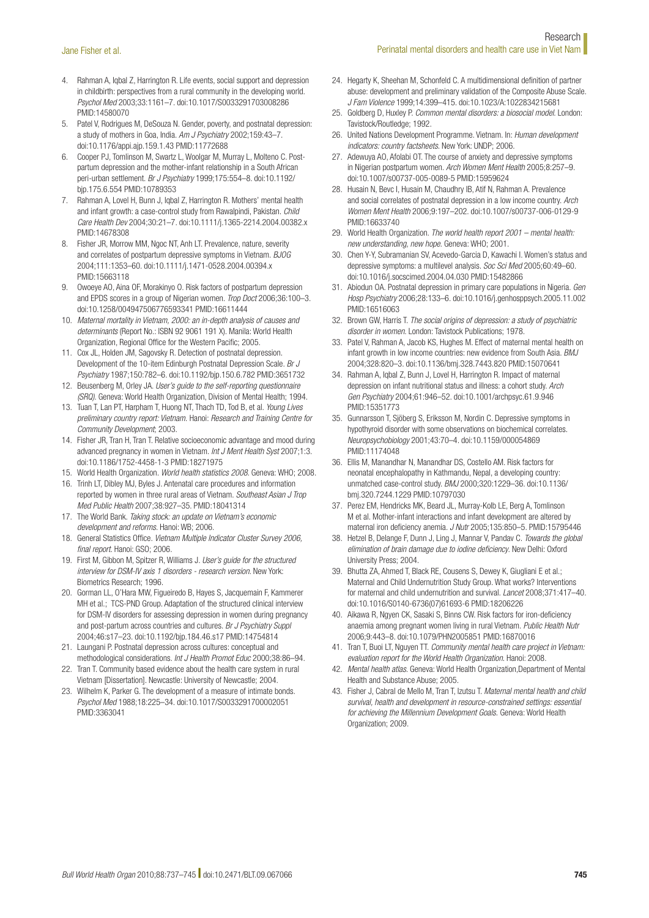4. Rahman A, Iqbal Z, Harrington R. Life events, social support and depression in childbirth: perspectives from a rural community in the developing world. *Psychol Med* 2003;33:1161–7. doi:10.1017/S0033291703008286 PMID:14580070
5. Patel V, Rodrigues M, DeSouza N. Gender, poverty, and postnatal depression: a study of mothers in Goa, India. *Am J Psychiatry* 2002;159:43–7. doi:10.1176/appi.ajp.159.1.43 PMID:11772688
6. Cooper PJ, Tomlinson M, Swartz L, Woolgar M, Murray L, Molteno C. Post-partum depression and the mother-infant relationship in a South African peri-urban settlement. *Br J Psychiatry* 1999;175:554–8. doi:10.1192/bjp.175.6.554 PMID:10789353
7. Rahman A, Lovel H, Bunn J, Iqbal Z, Harrington R. Mothers' mental health and infant growth: a case-control study from Rawalpindi, Pakistan. *Child Care Health Dev* 2004;30:21–7. doi:10.1111/j.1365-2214.2004.00382.x PMID:14678308
8. Fisher JR, Morrow MM, Ngoc NT, Anh LT. Prevalence, nature, severity and correlates of postpartum depressive symptoms in Vietnam. *BJOG* 2004;111:1353–60. doi:10.1111/j.1471-0528.2004.00394.x PMID:15663118
9. Owoeye AO, Aina OF, Morakinyo O. Risk factors of postpartum depression and EPDS scores in a group of Nigerian women. *Trop Doct* 2006;36:100–3. doi:10.1258/004947506776593341 PMID:16611444
10. *Maternal mortality in Vietnam, 2000: an in-depth analysis of causes and determinants* (Report No.: ISBN 92 9061 191 X). Manila: World Health Organization, Regional Office for the Western Pacific; 2005.
11. Cox JL, Holden JM, Sagovsky R. Detection of postnatal depression. Development of the 10-item Edinburgh Postnatal Depression Scale. *Br J Psychiatry* 1987;150:782–6. doi:10.1192/bjp.150.6.782 PMID:3651732
12. Beusenberg M, Orley JA. *User's guide to the self-reporting questionnaire (SRQ)*. Geneva: World Health Organization, Division of Mental Health; 1994.
13. Tuan T, Lan PT, Harpham T, Huong NT, Thach TD, Tod B, et al. *Young Lives preliminary country report: Vietnam*. Hanoi: *Research and Training Centre for Community Development*; 2003.
14. Fisher JR, Tran H, Tran T. Relative socioeconomic advantage and mood during advanced pregnancy in women in Vietnam. *Int J Ment Health Syst* 2007;1:3. doi:10.1186/1752-4458-1-3 PMID:18271975
15. World Health Organization. *World health statistics 2008*. Geneva: WHO; 2008.
16. Trinh LT, Dibley MJ, Byles J. Antenatal care procedures and information reported by women in three rural areas of Vietnam. *Southeast Asian J Trop Med Public Health* 2007;38:927–35. PMID:18041314
17. The World Bank. *Taking stock: an update on Vietnam's economic development and reforms*. Hanoi: WB; 2006.
18. General Statistics Office. *Vietnam Multiple Indicator Cluster Survey 2006, final report*. Hanoi: GSO; 2006.
19. First M, Gibbon M, Spitzer R, Williams J. *User's guide for the structured interview for DSM-IV axis 1 disorders - research version*. New York: Biometrics Research; 1996.
20. Gorman LL, O'Hara MW, Figueiredo B, Hayes S, Jacquemain F, Kammerer MH et al.; TCS-PND Group. Adaptation of the structured clinical interview for DSM-IV disorders for assessing depression in women during pregnancy and post-partum across countries and cultures. *Br J Psychiatry Suppl* 2004;46:s17–23. doi:10.1192/bjp.184.46.s17 PMID:14754814
21. Laungani P. Postnatal depression across cultures: conceptual and methodological considerations. *Int J Health Promot Educ* 2000;38:86–94.
22. Tran T. Community based evidence about the health care system in rural Vietnam [Dissertation]. Newcastle: University of Newcastle; 2004.
23. Wilhelm K, Parker G. The development of a measure of intimate bonds. *Psychol Med* 1988;18:225–34. doi:10.1017/S0033291700002051 PMID:3363041
24. Hegarty K, Sheehan M, Schonfeld C. A multidimensional definition of partner abuse: development and preliminary validation of the Composite Abuse Scale. *J Fam Violence* 1999;14:399–415. doi:10.1023/A:1022834215681
25. Goldberg D, Huxley P. *Common mental disorders: a biosocial model*. London: Tavistock/Routledge; 1992.
26. United Nations Development Programme. Vietnam. In: *Human development indicators: country factsheets*. New York: UNDP; 2006.
27. Adewuya AO, Afolabi OT. The course of anxiety and depressive symptoms in Nigerian postpartum women. *Arch Women Ment Health* 2005;8:257–9. doi:10.1007/s00737-005-0089-5 PMID:15959624
28. Husain N, Bevc I, Husain M, Chaudhry IB, Atif N, Rahman A. Prevalence and social correlates of postnatal depression in a low income country. *Arch Women Ment Health* 2006;9:197–202. doi:10.1007/s00737-006-0129-9 PMID:16633740
29. World Health Organization. *The world health report 2001 – mental health: new understanding, new hope*. Geneva: WHO; 2001.
30. Chen Y-Y, Subramanian SV, Acevedo-Garcia D, Kawachi I. Women's status and depressive symptoms: a multilevel analysis. *Soc Sci Med* 2005;60:49–60. doi:10.1016/j.socscimed.2004.04.030 PMID:15482866
31. Abiodun OA. Postnatal depression in primary care populations in Nigeria. *Gen Hosp Psychiatry* 2006;28:133–6. doi:10.1016/j.genhosppsych.2005.11.002 PMID:16516063
32. Brown GW, Harris T. *The social origins of depression: a study of psychiatric disorder in women*. London: Tavistock Publications; 1978.
33. Patel V, Rahman A, Jacob KS, Hughes M. Effect of maternal mental health on infant growth in low income countries: new evidence from South Asia. *BMJ* 2004;328:820–3. doi:10.1136/bmj.328.7443.820 PMID:15070641
34. Rahman A, Iqbal Z, Bunn J, Lovel H, Harrington R. Impact of maternal depression on infant nutritional status and illness: a cohort study. *Arch Gen Psychiatry* 2004;61:946–52. doi:10.1001/archpsyc.61.9.946 PMID:15351773
35. Gunnarsson T, Sjöberg S, Eriksson M, Nordin C. Depressive symptoms in hypothyroid disorder with some observations on biochemical correlates. *Neuropsychobiology* 2001;43:70–4. doi:10.1159/000054869 PMID:11174048
36. Ellis M, Manandhar N, Manandhar DS, Costello AM. Risk factors for neonatal encephalopathy in Kathmandu, Nepal, a developing country: unmatched case-control study. *BMJ* 2000;320:1229–36. doi:10.1136/bmj.320.7244.1229 PMID:10797030
37. Perez EM, Hendricks MK, Beard JL, Murray-Kolb LE, Berg A, Tomlinson M et al. Mother-infant interactions and infant development are altered by maternal iron deficiency anemia. *J Nutr* 2005;135:850–5. PMID:15795446
38. Hetzel B, Delange F, Dunn J, Ling J, Mannar V, Pandav C. *Towards the global elimination of brain damage due to iodine deficiency*. New Delhi: Oxford University Press; 2004.
39. Bhutta ZA, Ahmed T, Black RE, Cousens S, Dewey K, Giugliani E et al.; Maternal and Child Undernutrition Study Group. What works? Interventions for maternal and child undernutrition and survival. *Lancet* 2008;371:417–40. doi:10.1016/S0140-6736(07)61693-6 PMID:18206226
40. Aikawa R, Ngyen CK, Sasaki S, Binns CW. Risk factors for iron-deficiency anaemia among pregnant women living in rural Vietnam. *Public Health Nutr* 2006;9:443–8. doi:10.1079/PHN2005851 PMID:16870016
41. Tran T, Buoi LT, Nguyen TT. *Community mental health care project in Vietnam: evaluation report for the World Health Organization*. Hanoi: 2008.
42. *Mental health atlas*. Geneva: World Health Organization,Department of Mental Health and Substance Abuse; 2005.
43. Fisher J, Cabral de Mello M, Tran T, Izutsu T. *Maternal mental health and child survival, health and development in resource-constrained settings: essential for achieving the Millennium Development Goals*. Geneva: World Health Organization; 2009.